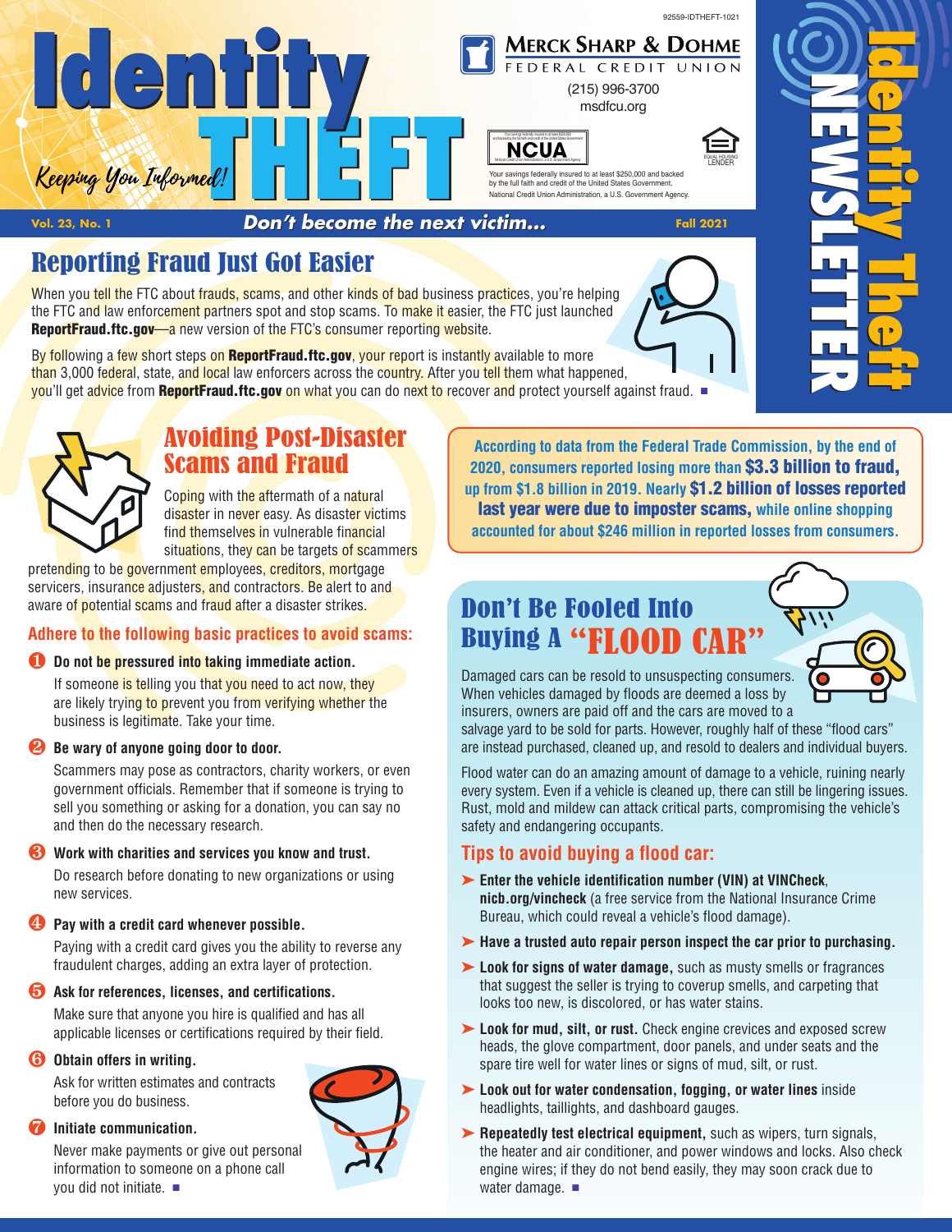92559-IDTHEFT-1021

# Identity THEFT

*Keeping You Informed!*

**Merck Sharp & Dohme Federal Credit Union**
(215) 996-3700
msdfcu.org

NCUA — Your savings federally insured to at least $250,000 and backed by the full faith and credit of the United States Government. National Credit Union Administration, a U.S. Government Agency.

EQUAL HOUSING LENDER

Identity Theft NEWSLETTER

Vol. 23, No. 1 — *Don't become the next victim...* — Fall 2021

## Reporting Fraud Just Got Easier

When you tell the FTC about frauds, scams, and other kinds of bad business practices, you're helping the FTC and law enforcement partners spot and stop scams. To make it easier, the FTC just launched **ReportFraud.ftc.gov**—a new version of the FTC's consumer reporting website.

By following a few short steps on **ReportFraud.ftc.gov**, your report is instantly available to more than 3,000 federal, state, and local law enforcers across the country. After you tell them what happened, you'll get advice from **ReportFraud.ftc.gov** on what you can do next to recover and protect yourself against fraud. ■

## Avoiding Post-Disaster Scams and Fraud

Coping with the aftermath of a natural disaster in never easy. As disaster victims find themselves in vulnerable financial situations, they can be targets of scammers pretending to be government employees, creditors, mortgage servicers, insurance adjusters, and contractors. Be alert to and aware of potential scams and fraud after a disaster strikes.

### Adhere to the following basic practices to avoid scams:

1. **Do not be pressured into taking immediate action.**
   If someone is telling you that you need to act now, they are likely trying to prevent you from verifying whether the business is legitimate. Take your time.
2. **Be wary of anyone going door to door.**
   Scammers may pose as contractors, charity workers, or even government officials. Remember that if someone is trying to sell you something or asking for a donation, you can say no and then do the necessary research.
3. **Work with charities and services you know and trust.**
   Do research before donating to new organizations or using new services.
4. **Pay with a credit card whenever possible.**
   Paying with a credit card gives you the ability to reverse any fraudulent charges, adding an extra layer of protection.
5. **Ask for references, licenses, and certifications.**
   Make sure that anyone you hire is qualified and has all applicable licenses or certifications required by their field.
6. **Obtain offers in writing.**
   Ask for written estimates and contracts before you do business.
7. **Initiate communication.**
   Never make payments or give out personal information to someone on a phone call you did not initiate. ■

According to data from the Federal Trade Commission, by the end of 2020, consumers reported losing more than **$3.3 billion to fraud,** up from $1.8 billion in 2019. Nearly **$1.2 billion of losses reported last year were due to imposter scams,** while online shopping accounted for about $246 million in reported losses from consumers.

## Don't Be Fooled Into Buying A "FLOOD CAR"

Damaged cars can be resold to unsuspecting consumers. When vehicles damaged by floods are deemed a loss by insurers, owners are paid off and the cars are moved to a salvage yard to be sold for parts. However, roughly half of these "flood cars" are instead purchased, cleaned up, and resold to dealers and individual buyers.

Flood water can do an amazing amount of damage to a vehicle, ruining nearly every system. Even if a vehicle is cleaned up, there can still be lingering issues. Rust, mold and mildew can attack critical parts, compromising the vehicle's safety and endangering occupants.

### Tips to avoid buying a flood car:

- **Enter the vehicle identification number (VIN) at VINCheck, nicb.org/vincheck** (a free service from the National Insurance Crime Bureau, which could reveal a vehicle's flood damage).
- **Have a trusted auto repair person inspect the car prior to purchasing.**
- **Look for signs of water damage,** such as musty smells or fragrances that suggest the seller is trying to coverup smells, and carpeting that looks too new, is discolored, or has water stains.
- **Look for mud, silt, or rust.** Check engine crevices and exposed screw heads, the glove compartment, door panels, and under seats and the spare tire well for water lines or signs of mud, silt, or rust.
- **Look out for water condensation, fogging, or water lines** inside headlights, taillights, and dashboard gauges.
- **Repeatedly test electrical equipment,** such as wipers, turn signals, the heater and air conditioner, and power windows and locks. Also check engine wires; if they do not bend easily, they may soon crack due to water damage. ■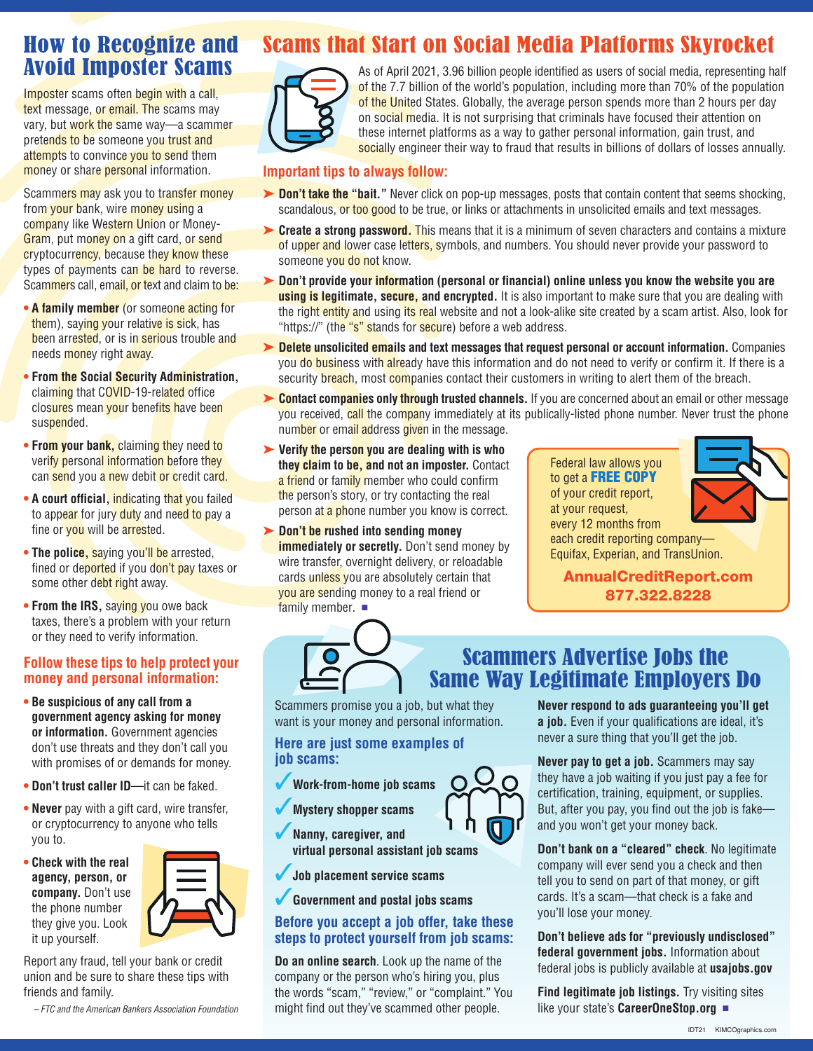# How to Recognize and Avoid Imposter Scams

Imposter scams often begin with a call, text message, or email. The scams may vary, but work the same way—a scammer pretends to be someone you trust and attempts to convince you to send them money or share personal information.

Scammers may ask you to transfer money from your bank, wire money using a company like Western Union or MoneyGram, put money on a gift card, or send cryptocurrency, because they know these types of payments can be hard to reverse. Scammers call, email, or text and claim to be:

- **A family member** (or someone acting for them), saying your relative is sick, has been arrested, or is in serious trouble and needs money right away.
- **From the Social Security Administration,** claiming that COVID-19-related office closures mean your benefits have been suspended.
- **From your bank,** claiming they need to verify personal information before they can send you a new debit or credit card.
- **A court official,** indicating that you failed to appear for jury duty and need to pay a fine or you will be arrested.
- **The police,** saying you'll be arrested, fined or deported if you don't pay taxes or some other debt right away.
- **From the IRS,** saying you owe back taxes, there's a problem with your return or they need to verify information.

## Follow these tips to help protect your money and personal information:

- **Be suspicious of any call from a government agency asking for money or information.** Government agencies don't use threats and they don't call you with promises of or demands for money.
- **Don't trust caller ID**—it can be faked.
- **Never** pay with a gift card, wire transfer, or cryptocurrency to anyone who tells you to.
- **Check with the real agency, person, or company.** Don't use the phone number they give you. Look it up yourself.

Report any fraud, tell your bank or credit union and be sure to share these tips with friends and family.

*– FTC and the American Bankers Association Foundation*

# Scams that Start on Social Media Platforms Skyrocket

As of April 2021, 3.96 billion people identified as users of social media, representing half of the 7.7 billion of the world's population, including more than 70% of the population of the United States. Globally, the average person spends more than 2 hours per day on social media. It is not surprising that criminals have focused their attention on these internet platforms as a way to gather personal information, gain trust, and socially engineer their way to fraud that results in billions of dollars of losses annually.

## Important tips to always follow:

- **Don't take the "bait."** Never click on pop-up messages, posts that contain content that seems shocking, scandalous, or too good to be true, or links or attachments in unsolicited emails and text messages.
- **Create a strong password.** This means that it is a minimum of seven characters and contains a mixture of upper and lower case letters, symbols, and numbers. You should never provide your password to someone you do not know.
- **Don't provide your information (personal or financial) online unless you know the website you are using is legitimate, secure, and encrypted.** It is also important to make sure that you are dealing with the right entity and using its real website and not a look-alike site created by a scam artist. Also, look for "https://" (the "s" stands for secure) before a web address.
- **Delete unsolicited emails and text messages that request personal or account information.** Companies you do business with already have this information and do not need to verify or confirm it. If there is a security breach, most companies contact their customers in writing to alert them of the breach.
- **Contact companies only through trusted channels.** If you are concerned about an email or other message you received, call the company immediately at its publically-listed phone number. Never trust the phone number or email address given in the message.
- **Verify the person you are dealing with is who they claim to be, and not an imposter.** Contact a friend or family member who could confirm the person's story, or try contacting the real person at a phone number you know is correct.
- **Don't be rushed into sending money immediately or secretly.** Don't send money by wire transfer, overnight delivery, or reloadable cards unless you are absolutely certain that you are sending money to a real friend or family member. ■

Federal law allows you to get a **FREE COPY** of your credit report, at your request, every 12 months from each credit reporting company—Equifax, Experian, and TransUnion.

**AnnualCreditReport.com**
**877.322.8228**

# Scammers Advertise Jobs the Same Way Legitimate Employers Do

Scammers promise you a job, but what they want is your money and personal information.

## Here are just some examples of job scams:

- ✓ **Work-from-home job scams**
- ✓ **Mystery shopper scams**
- ✓ **Nanny, caregiver, and virtual personal assistant job scams**
- ✓ **Job placement service scams**
- ✓ **Government and postal jobs scams**

## Before you accept a job offer, take these steps to protect yourself from job scams:

**Do an online search.** Look up the name of the company or the person who's hiring you, plus the words "scam," "review," or "complaint." You might find out they've scammed other people.

**Never respond to ads guaranteeing you'll get a job.** Even if your qualifications are ideal, it's never a sure thing that you'll get the job.

**Never pay to get a job.** Scammers may say they have a job waiting if you just pay a fee for certification, training, equipment, or supplies. But, after you pay, you find out the job is fake—and you won't get your money back.

**Don't bank on a "cleared" check**. No legitimate company will ever send you a check and then tell you to send on part of that money, or gift cards. It's a scam—that check is a fake and you'll lose your money.

**Don't believe ads for "previously undisclosed" federal government jobs.** Information about federal jobs is publicly available at **usajobs.gov**

**Find legitimate job listings.** Try visiting sites like your state's **CareerOneStop.org** ■

IDT21 KIMCOgraphics.com